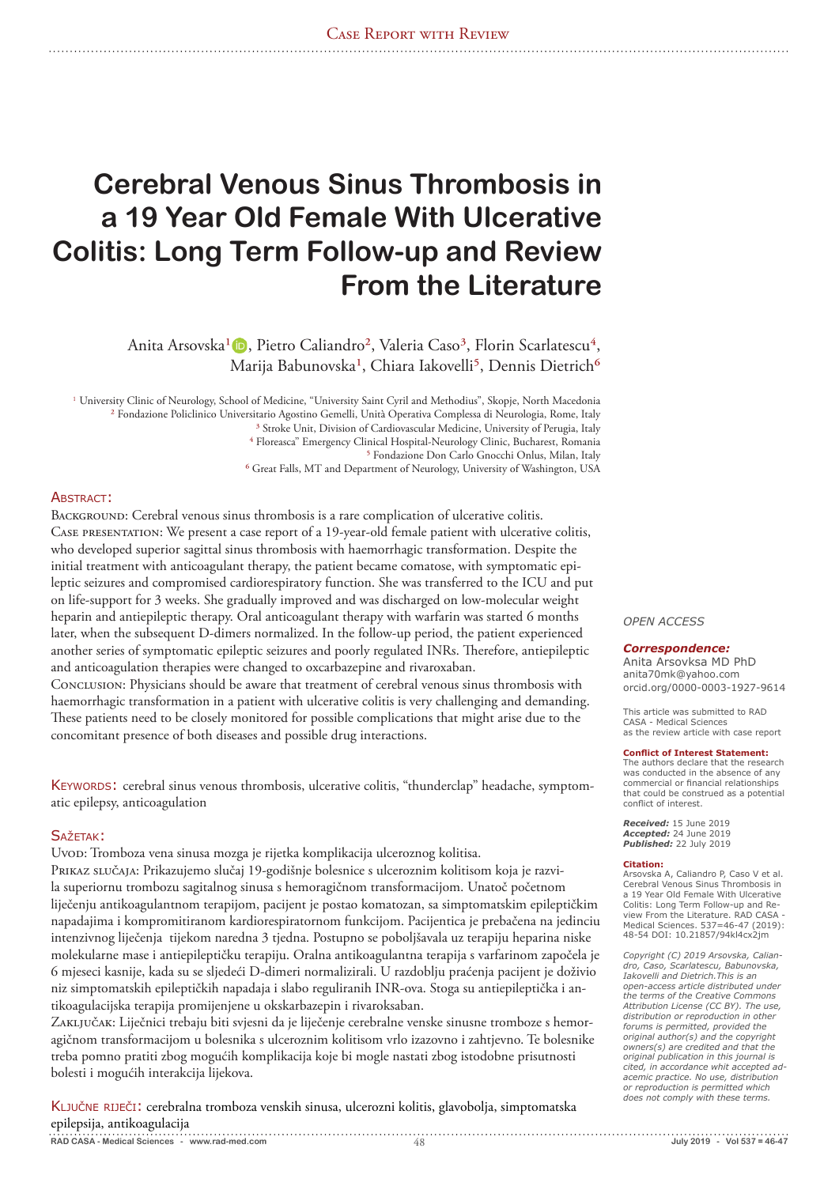Case Report with Review

# Cerebral Venous Sinus Thrombosis in a 19 Year Old Female With Ulcerative Colitis: Long Term Follow-up and Review From the Literature

Anita Arsovska[1], Pietro Caliandro[2], Valeria Caso[3], Florin Scarlatescu[4], Marija Babunovska[1], Chiara Iakovelli[5], Dennis Dietrich[6]

[1] University Clinic of Neurology, School of Medicine, "University Saint Cyril and Methodius", Skopje, North Macedonia
[2] Fondazione Policlinico Universitario Agostino Gemelli, Unità Operativa Complessa di Neurologia, Rome, Italy
[3] Stroke Unit, Division of Cardiovascular Medicine, University of Perugia, Italy
[4] Floreasca" Emergency Clinical Hospital-Neurology Clinic, Bucharest, Romania
[5] Fondazione Don Carlo Gnocchi Onlus, Milan, Italy
[6] Great Falls, MT and Department of Neurology, University of Washington, USA

## Abstract:

Background: Cerebral venous sinus thrombosis is a rare complication of ulcerative colitis.
Case presentation: We present a case report of a 19-year-old female patient with ulcerative colitis, who developed superior sagittal sinus thrombosis with haemorrhagic transformation. Despite the initial treatment with anticoagulant therapy, the patient became comatose, with symptomatic epileptic seizures and compromised cardiorespiratory function. She was transferred to the ICU and put on life-support for 3 weeks. She gradually improved and was discharged on low-molecular weight heparin and antiepileptic therapy. Oral anticoagulant therapy with warfarin was started 6 months later, when the subsequent D-dimers normalized. In the follow-up period, the patient experienced another series of symptomatic epileptic seizures and poorly regulated INRs. Therefore, antiepileptic and anticoagulation therapies were changed to oxcarbazepine and rivaroxaban.
Conclusion: Physicians should be aware that treatment of cerebral venous sinus thrombosis with haemorrhagic transformation in a patient with ulcerative colitis is very challenging and demanding. These patients need to be closely monitored for possible complications that might arise due to the concomitant presence of both diseases and possible drug interactions.

Keywords: cerebral sinus venous thrombosis, ulcerative colitis, "thunderclap" headache, symptomatic epilepsy, anticoagulation

## Sažetak:

Uvod: Tromboza vena sinusa mozga je rijetka komplikacija ulceroznog kolitisa.
Prikaz slučaja: Prikazujemo slučaj 19-godišnje bolesnice s ulceroznim kolitisom koja je razvila superiornu trombozu sagitalnog sinusa s hemoragičnom transformacijom. Unatoč početnom liječenju antikoagulantnom terapijom, pacijent je postao komatozan, sa simptomatskim epileptičkim napadajima i kompromitiranom kardiorespiratornom funkcijom. Pacijentica je prebačena na jedinciu intenzivnog liječenja tijekom naredna 3 tjedna. Postupno se poboljšavala uz terapiju heparina niske molekularne mase i antiepileptičku terapiju. Oralna antikoagulantna terapija s varfarinom započela je 6 mjeseci kasnije, kada su se sljedeći D-dimeri normalizirali. U razdoblju praćenja pacijent je doživio niz simptomatskih epileptičkih napadaja i slabo reguliranih INR-ova. Stoga su antiepileptička i antikoagulacijska terapija promijenjene u okskarbazepin i rivaroksaban.
Zaključak: Liječnici trebaju biti svjesni da je liječenje cerebralne venske sinusne tromboze s hemoragičnom transformacijom u bolesnika s ulceroznim kolitisom vrlo izazovno i zahtjevno. Te bolesnike treba pomno pratiti zbog mogućih komplikacija koje bi mogle nastati zbog istodobne prisutnosti bolesti i mogućih interakcija lijekova.

Ključne riječi: cerebralna tromboza venskih sinusa, ulcerozni kolitis, glavobolja, simptomatska epilepsija, antikoagulacija

OPEN ACCESS

***Correspondence:***
Anita Arsovksa MD PhD
anita70mk@yahoo.com
orcid.org/0000-0003-1927-9614

This article was submitted to RAD CASA - Medical Sciences as the review article with case report

**Conflict of Interest Statement:**
The authors declare that the research was conducted in the absence of any commercial or financial relationships that could be construed as a potential conflict of interest.

***Received:*** 15 June 2019
***Accepted:*** 24 June 2019
***Published:*** 22 July 2019

**Citation:**
Arsovska A, Caliandro P, Caso V et al. Cerebral Venous Sinus Thrombosis in a 19 Year Old Female With Ulcerative Colitis: Long Term Follow-up and Review From the Literature. RAD CASA - Medical Sciences. 537=46-47 (2019): 48-54 DOI: 10.21857/94kl4cx2jm

*Copyright (C) 2019 Arsovska, Caliandro, Caso, Scarlatescu, Babunovska, Iakovelli and Dietrich.This is an open-access article distributed under the terms of the Creative Commons Attribution License (CC BY). The use, distribution or reproduction in other forums is permitted, provided the original author(s) and the copyright owners(s) are credited and that the original publication in this journal is cited, in accordance whit accepted adacemic practice. No use, distribution or reproduction is permitted which does not comply with these terms.*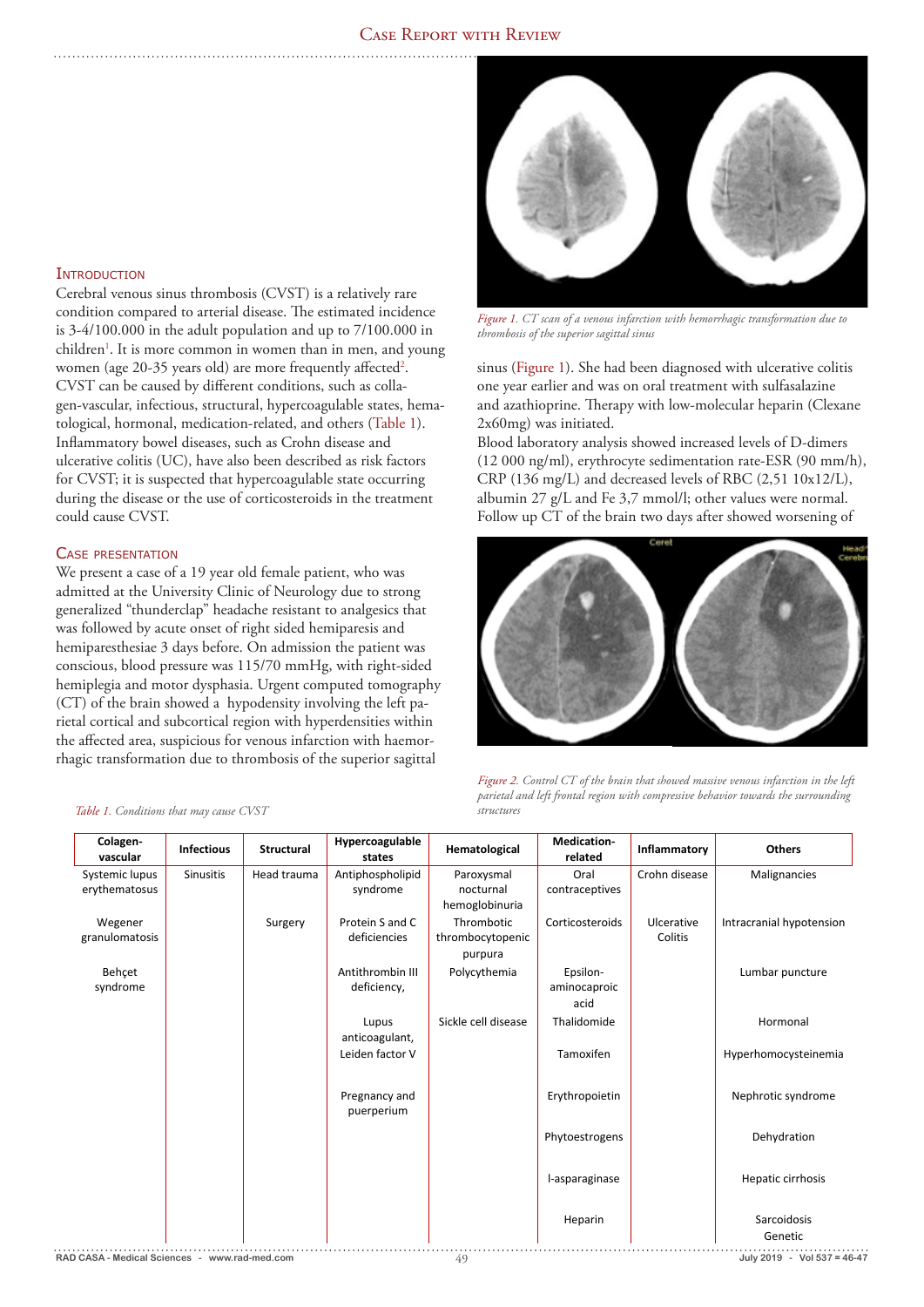## Introduction

Cerebral venous sinus thrombosis (CVST) is a relatively rare condition compared to arterial disease. The estimated incidence is 3-4/100.000 in the adult population and up to 7/100.000 in children[1]. It is more common in women than in men, and young women (age 20-35 years old) are more frequently affected[2]. CVST can be caused by different conditions, such as collagen-vascular, infectious, structural, hypercoagulable states, hematological, hormonal, medication-related, and others (Table 1). Inflammatory bowel diseases, such as Crohn disease and ulcerative colitis (UC), have also been described as risk factors for CVST; it is suspected that hypercoagulable state occurring during the disease or the use of corticosteroids in the treatment could cause CVST.

## Case presentation

We present a case of a 19 year old female patient, who was admitted at the University Clinic of Neurology due to strong generalized "thunderclap" headache resistant to analgesics that was followed by acute onset of right sided hemiparesis and hemiparesthesiae 3 days before. On admission the patient was conscious, blood pressure was 115/70 mmHg, with right-sided hemiplegia and motor dysphasia. Urgent computed tomography (CT) of the brain showed a hypodensity involving the left parietal cortical and subcortical region with hyperdensities within the affected area, suspicious for venous infarction with haemorrhagic transformation due to thrombosis of the superior sagittal sinus (Figure 1). She had been diagnosed with ulcerative colitis one year earlier and was on oral treatment with sulfasalazine and azathioprine. Therapy with low-molecular heparin (Clexane 2x60mg) was initiated.

*Figure 1. CT scan of a venous infarction with hemorrhagic transformation due to thrombosis of the superior sagittal sinus*

Blood laboratory analysis showed increased levels of D-dimers (12 000 ng/ml), erythrocyte sedimentation rate-ESR (90 mm/h), CRP (136 mg/L) and decreased levels of RBC (2,51 10x12/L), albumin 27 g/L and Fe 3,7 mmol/l; other values were normal. Follow up CT of the brain two days after showed worsening of

*Figure 2. Control CT of the brain that showed massive venous infarction in the left parietal and left frontal region with compressive behavior towards the surrounding structures*

*Table 1. Conditions that may cause CVST*

| Colagen-vascular | Infectious | Structural | Hypercoagulable states | Hematological | Medication-related | Inflammatory | Others |
|---|---|---|---|---|---|---|---|
| Systemic lupus erythematosus | Sinusitis | Head trauma | Antiphospholipid syndrome | Paroxysmal nocturnal hemoglobinuria | Oral contraceptives | Crohn disease | Malignancies |
| Wegener granulomatosis | | Surgery | Protein S and C deficiencies | Thrombotic thrombocytopenic purpura | Corticosteroids | Ulcerative Colitis | Intracranial hypotension |
| Behçet syndrome | | | Antithrombin III deficiency, | Polycythemia | Epsilon-aminocaproic acid | | Lumbar puncture |
| | | | Lupus anticoagulant, | Sickle cell disease | Thalidomide | | Hormonal |
| | | | Leiden factor V | | Tamoxifen | | Hyperhomocysteinemia |
| | | | Pregnancy and puerperium | | Erythropoietin | | Nephrotic syndrome |
| | | | | | Phytoestrogens | | Dehydration |
| | | | | | l-asparaginase | | Hepatic cirrhosis |
| | | | | | Heparin | | Sarcoidosis Genetic |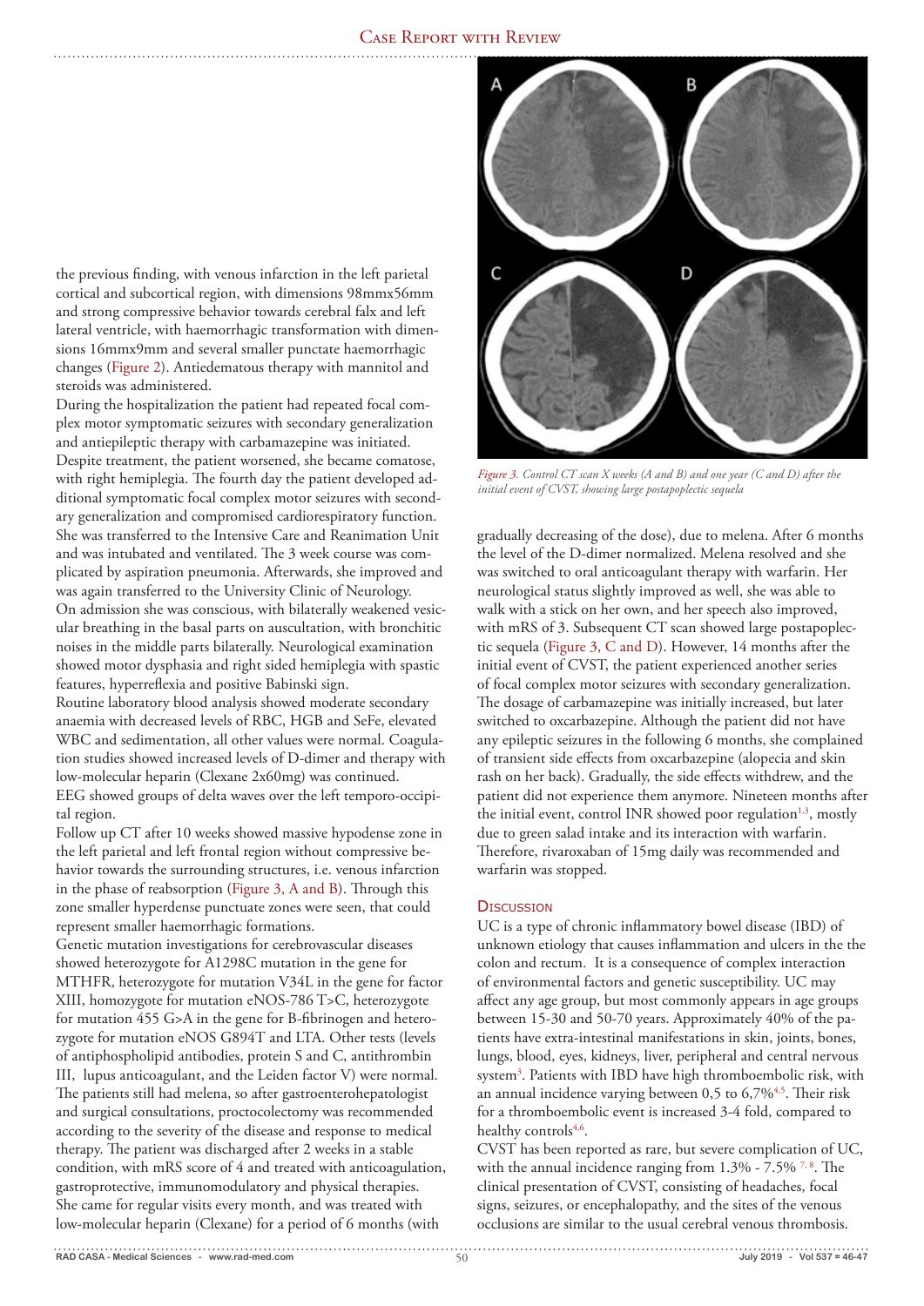the previous finding, with venous infarction in the left parietal cortical and subcortical region, with dimensions 98mmx56mm and strong compressive behavior towards cerebral falx and left lateral ventricle, with haemorrhagic transformation with dimensions 16mmx9mm and several smaller punctate haemorrhagic changes (Figure 2). Antiedematous therapy with mannitol and steroids was administered.

During the hospitalization the patient had repeated focal complex motor symptomatic seizures with secondary generalization and antiepileptic therapy with carbamazepine was initiated. Despite treatment, the patient worsened, she became comatose, with right hemiplegia. The fourth day the patient developed additional symptomatic focal complex motor seizures with secondary generalization and compromised cardiorespiratory function. She was transferred to the Intensive Care and Reanimation Unit and was intubated and ventilated. The 3 week course was complicated by aspiration pneumonia. Afterwards, she improved and was again transferred to the University Clinic of Neurology.

On admission she was conscious, with bilaterally weakened vesicular breathing in the basal parts on auscultation, with bronchitic noises in the middle parts bilaterally. Neurological examination showed motor dysphasia and right sided hemiplegia with spastic features, hyperreflexia and positive Babinski sign.

Routine laboratory blood analysis showed moderate secondary anaemia with decreased levels of RBC, HGB and SeFe, elevated WBC and sedimentation, all other values were normal. Coagulation studies showed increased levels of D-dimer and therapy with low-molecular heparin (Clexane 2x60mg) was continued.

EEG showed groups of delta waves over the left temporo-occipital region.

Follow up CT after 10 weeks showed massive hypodense zone in the left parietal and left frontal region without compressive behavior towards the surrounding structures, i.e. venous infarction in the phase of reabsorption (Figure 3, A and B). Through this zone smaller hyperdense punctuate zones were seen, that could represent smaller haemorrhagic formations.

Genetic mutation investigations for cerebrovascular diseases showed heterozygote for A1298C mutation in the gene for MTHFR, heterozygote for mutation V34L in the gene for factor XIII, homozygote for mutation eNOS-786 T>C, heterozygote for mutation 455 G>A in the gene for B-fibrinogen and heterozygote for mutation eNOS G894T and LTA. Other tests (levels of antiphospholipid antibodies, protein S and C, antithrombin III, lupus anticoagulant, and the Leiden factor V) were normal. The patients still had melena, so after gastroenterohepatologist and surgical consultations, proctocolectomy was recommended according to the severity of the disease and response to medical therapy. The patient was discharged after 2 weeks in a stable condition, with mRS score of 4 and treated with anticoagulation, gastroprotective, immunomodulatory and physical therapies. She came for regular visits every month, and was treated with low-molecular heparin (Clexane) for a period of 6 months (with

*Figure 3. Control CT scan X weeks (A and B) and one year (C and D) after the initial event of CVST, showing large postapoplectic sequela*

gradually decreasing of the dose), due to melena. After 6 months the level of the D-dimer normalized. Melena resolved and she was switched to oral anticoagulant therapy with warfarin. Her neurological status slightly improved as well, she was able to walk with a stick on her own, and her speech also improved, with mRS of 3. Subsequent CT scan showed large postapoplectic sequela (Figure 3, C and D). However, 14 months after the initial event of CVST, the patient experienced another series of focal complex motor seizures with secondary generalization. The dosage of carbamazepine was initially increased, but later switched to oxcarbazepine. Although the patient did not have any epileptic seizures in the following 6 months, she complained of transient side effects from oxcarbazepine (alopecia and skin rash on her back). Gradually, the side effects withdrew, and the patient did not experience them anymore. Nineteen months after the initial event, control INR showed poor regulation[1,3], mostly due to green salad intake and its interaction with warfarin. Therefore, rivaroxaban of 15mg daily was recommended and warfarin was stopped.

## Discussion

UC is a type of chronic inflammatory bowel disease (IBD) of unknown etiology that causes inflammation and ulcers in the the colon and rectum. It is a consequence of complex interaction of environmental factors and genetic susceptibility. UC may affect any age group, but most commonly appears in age groups between 15-30 and 50-70 years. Approximately 40% of the patients have extra-intestinal manifestations in skin, joints, bones, lungs, blood, eyes, kidneys, liver, peripheral and central nervous system[3]. Patients with IBD have high thromboembolic risk, with an annual incidence varying between 0,5 to 6,7%[4,5]. Their risk for a thromboembolic event is increased 3-4 fold, compared to healthy controls[4,6].

CVST has been reported as rare, but severe complication of UC, with the annual incidence ranging from 1.3% - 7.5% [7,8]. The clinical presentation of CVST, consisting of headaches, focal signs, seizures, or encephalopathy, and the sites of the venous occlusions are similar to the usual cerebral venous thrombosis.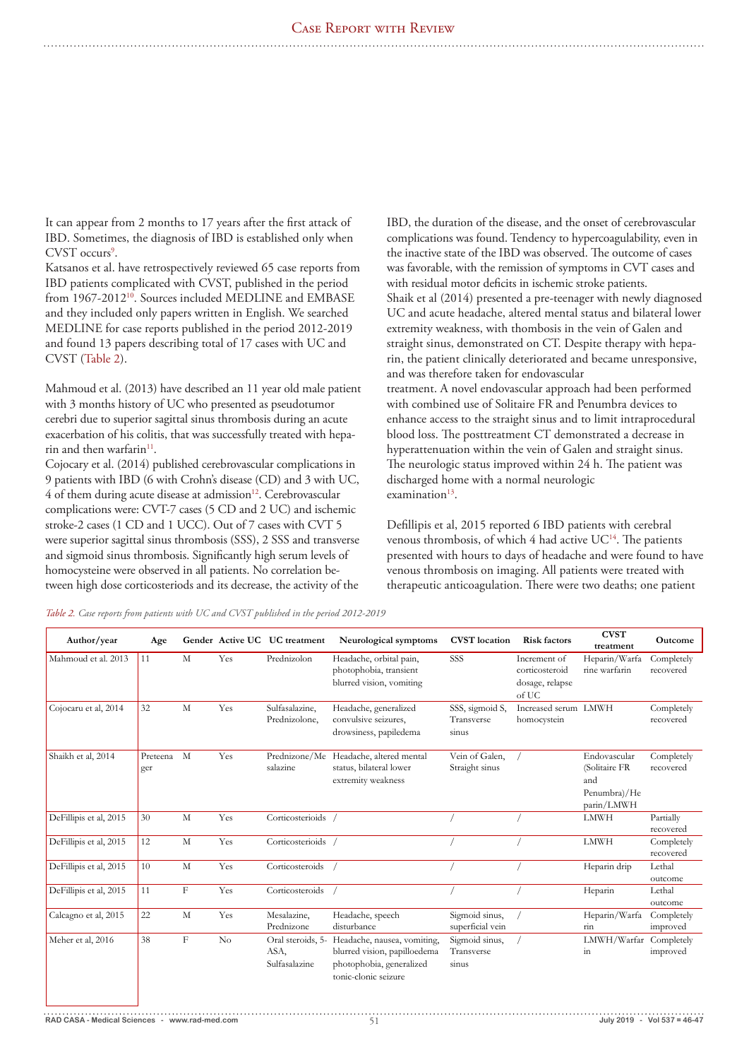It can appear from 2 months to 17 years after the first attack of IBD. Sometimes, the diagnosis of IBD is established only when CVST occurs[9].

Katsanos et al. have retrospectively reviewed 65 case reports from IBD patients complicated with CVST, published in the period from 1967-2012[10]. Sources included MEDLINE and EMBASE and they included only papers written in English. We searched MEDLINE for case reports published in the period 2012-2019 and found 13 papers describing total of 17 cases with UC and CVST (Table 2).

Mahmoud et al. (2013) have described an 11 year old male patient with 3 months history of UC who presented as pseudotumor cerebri due to superior sagittal sinus thrombosis during an acute exacerbation of his colitis, that was successfully treated with heparin and then warfarin[11].

Cojocary et al. (2014) published cerebrovascular complications in 9 patients with IBD (6 with Crohn's disease (CD) and 3 with UC, 4 of them during acute disease at admission[12]. Cerebrovascular complications were: CVT-7 cases (5 CD and 2 UC) and ischemic stroke-2 cases (1 CD and 1 UCC). Out of 7 cases with CVT 5 were superior sagittal sinus thrombosis (SSS), 2 SSS and transverse and sigmoid sinus thrombosis. Significantly high serum levels of homocysteine were observed in all patients. No correlation between high dose corticosteriods and its decrease, the activity of the IBD, the duration of the disease, and the onset of cerebrovascular complications was found. Tendency to hypercoagulability, even in the inactive state of the IBD was observed. The outcome of cases was favorable, with the remission of symptoms in CVT cases and with residual motor deficits in ischemic stroke patients.

Shaik et al (2014) presented a pre-teenager with newly diagnosed UC and acute headache, altered mental status and bilateral lower extremity weakness, with thombosis in the vein of Galen and straight sinus, demonstrated on CT. Despite therapy with heparin, the patient clinically deteriorated and became unresponsive, and was therefore taken for endovascular treatment. A novel endovascular approach had been performed with combined use of Solitaire FR and Penumbra devices to enhance access to the straight sinus and to limit intraprocedural blood loss. The posttreatment CT demonstrated a decrease in hyperattenuation within the vein of Galen and straight sinus. The neurologic status improved within 24 h. The patient was discharged home with a normal neurologic examination[13].

Defillipis et al, 2015 reported 6 IBD patients with cerebral venous thrombosis, of which 4 had active UC[14]. The patients presented with hours to days of headache and were found to have venous thrombosis on imaging. All patients were treated with therapeutic anticoagulation. There were two deaths; one patient

*Table 2. Case reports from patients with UC and CVST published in the period 2012-2019*

| Author/year | Age | Gender | Active UC | UC treatment | Neurological symptoms | CVST location | Risk factors | CVST treatment | Outcome |
|---|---|---|---|---|---|---|---|---|---|
| Mahmoud et al. 2013 | 11 | M | Yes | Prednizolon | Headache, orbital pain, photophobia, transient blurred vision, vomiting | SSS | Increment of corticosteroid dosage, relapse of UC | Heparin/Warfarine warfarin | Completely recovered |
| Cojocaru et al, 2014 | 32 | M | Yes | Sulfasalazine, Prednizolone, | Headache, generalized convulsive seizures, drowsiness, papiledema | SSS, sigmoid S, Transverse sinus | Increased serum homocystein | LMWH | Completely recovered |
| Shaikh et al, 2014 | Preteenager | M | Yes | Prednizone/Mesalazine | Headache, altered mental status, bilateral lower extremity weakness | Vein of Galen, Straight sinus | / | Endovascular (Solitaire FR and Penumbra)/Heparin/LMWH | Completely recovered |
| DeFillipis et al, 2015 | 30 | M | Yes | Corticosterioids | / | / | / | LMWH | Partially recovered |
| DeFillipis et al, 2015 | 12 | M | Yes | Corticosterioids | / | / | / | LMWH | Completely recovered |
| DeFillipis et al, 2015 | 10 | M | Yes | Corticosteroids | / | / | / | Heparin drip | Lethal outcome |
| DeFillipis et al, 2015 | 11 | F | Yes | Corticosteroids | / | / | / | Heparin | Lethal outcome |
| Calcagno et al, 2015 | 22 | M | Yes | Mesalazine, Prednizone | Headache, speech disturbance | Sigmoid sinus, superficial vein | / | Heparin/Warfarin | Completely improved |
| Meher et al, 2016 | 38 | F | No | Oral steroids, 5-ASA, Sulfasalazine | Headache, nausea, vomiting, blurred vision, papilloedema photophobia, generalized tonic-clonic seizure | Sigmoid sinus, Transverse sinus | / | LMWH/Warfarin | Completely improved |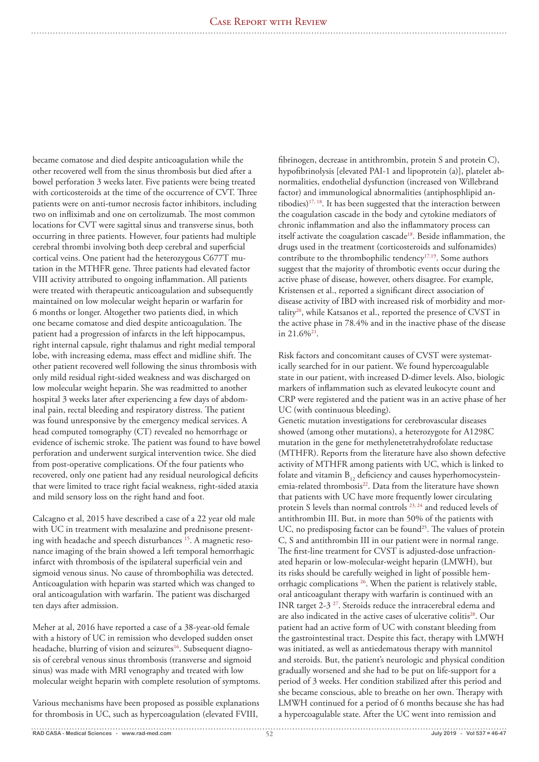became comatose and died despite anticoagulation while the other recovered well from the sinus thrombosis but died after a bowel perforation 3 weeks later. Five patients were being treated with corticosteroids at the time of the occurrence of CVT. Three patients were on anti-tumor necrosis factor inhibitors, including two on infliximab and one on certolizumab. The most common locations for CVT were sagittal sinus and transverse sinus, both occurring in three patients. However, four patients had multiple cerebral thrombi involving both deep cerebral and superficial cortical veins. One patient had the heterozygous C677T mutation in the MTHFR gene. Three patients had elevated factor VIII activity attributed to ongoing inflammation. All patients were treated with therapeutic anticoagulation and subsequently maintained on low molecular weight heparin or warfarin for 6 months or longer. Altogether two patients died, in which one became comatose and died despite anticoagulation. The patient had a progression of infarcts in the left hippocampus, right internal capsule, right thalamus and right medial temporal lobe, with increasing edema, mass effect and midline shift. The other patient recovered well following the sinus thrombosis with only mild residual right-sided weakness and was discharged on low molecular weight heparin. She was readmitted to another hospital 3 weeks later after experiencing a few days of abdominal pain, rectal bleeding and respiratory distress. The patient was found unresponsive by the emergency medical services. A head computed tomography (CT) revealed no hemorrhage or evidence of ischemic stroke. The patient was found to have bowel perforation and underwent surgical intervention twice. She died from post-operative complications. Of the four patients who recovered, only one patient had any residual neurological deficits that were limited to trace right facial weakness, right-sided ataxia and mild sensory loss on the right hand and foot.

Calcagno et al, 2015 have described a case of a 22 year old male with UC in treatment with mesalazine and prednisone presenting with headache and speech disturbances [15]. A magnetic resonance imaging of the brain showed a left temporal hemorrhagic infarct with thrombosis of the ispilateral superficial vein and sigmoid venous sinus. No cause of thrombophilia was detected. Anticoagulation with heparin was started which was changed to oral anticoagulation with warfarin. The patient was discharged ten days after admission.

Meher at al, 2016 have reported a case of a 38-year-old female with a history of UC in remission who developed sudden onset headache, blurring of vision and seizures[16]. Subsequent diagnosis of cerebral venous sinus thrombosis (transverse and sigmoid sinus) was made with MRI venography and treated with low molecular weight heparin with complete resolution of symptoms.

Various mechanisms have been proposed as possible explanations for thrombosis in UC, such as hypercoagulation (elevated FVIII, fibrinogen, decrease in antithrombin, protein S and protein C), hypofibrinolysis [elevated PAI-1 and lipoprotein (a)], platelet abnormalities, endothelial dysfunction (increased von Willebrand factor) and immunological abnormalities (antiphosphlipid antibodies)[17, 18]. It has been suggested that the interaction between the coagulation cascade in the body and cytokine mediators of chronic inflammation and also the inflammatory process can itself activate the coagulation cascade[18]. Beside inflammation, the drugs used in the treatment (corticosteroids and sulfonamides) contribute to the thrombophilic tendency[17,19]. Some authors suggest that the majority of thrombotic events occur during the active phase of disease, however, others disagree. For example, Kristensen et al., reported a significant direct association of disease activity of IBD with increased risk of morbidity and mortality[20], while Katsanos et al., reported the presence of CVST in the active phase in 78.4% and in the inactive phase of the disease in 21.6%[21].

Risk factors and concomitant causes of CVST were systematically searched for in our patient. We found hypercoagulable state in our patient, with increased D-dimer levels. Also, biologic markers of inflammation such as elevated leukocyte count and CRP were registered and the patient was in an active phase of her UC (with continuous bleeding).

Genetic mutation investigations for cerebrovascular diseases showed (among other mutations), a heterozygote for A1298C mutation in the gene for methylenetetrahydrofolate reductase (MTHFR). Reports from the literature have also shown defective activity of MTHFR among patients with UC, which is linked to folate and vitamin $B_{12}$ deficiency and causes hyperhomocysteinemia-related thrombosis[22]. Data from the literature have shown that patients with UC have more frequently lower circulating protein S levels than normal controls [23, 24] and reduced levels of antithrombin III. But, in more than 50% of the patients with UC, no predisposing factor can be found[25]. The values of protein C, S and antithrombin III in our patient were in normal range. The first-line treatment for CVST is adjusted-dose unfractionated heparin or low-molecular-weight heparin (LMWH), but its risks should be carefully weighed in light of possible hemorrhagic complications [26]. When the patient is relatively stable, oral anticoagulant therapy with warfarin is continued with an INR target 2-3 [27]. Steroids reduce the intracerebral edema and are also indicated in the active cases of ulcerative colitis[28]. Our patient had an active form of UC with constant bleeding from the gastrointestinal tract. Despite this fact, therapy with LMWH was initiated, as well as antiedematous therapy with mannitol and steroids. But, the patient's neurologic and physical condition gradually worsened and she had to be put on life-support for a period of 3 weeks. Her condition stabilized after this period and she became conscious, able to breathe on her own. Therapy with LMWH continued for a period of 6 months because she has had a hypercoagulable state. After the UC went into remission and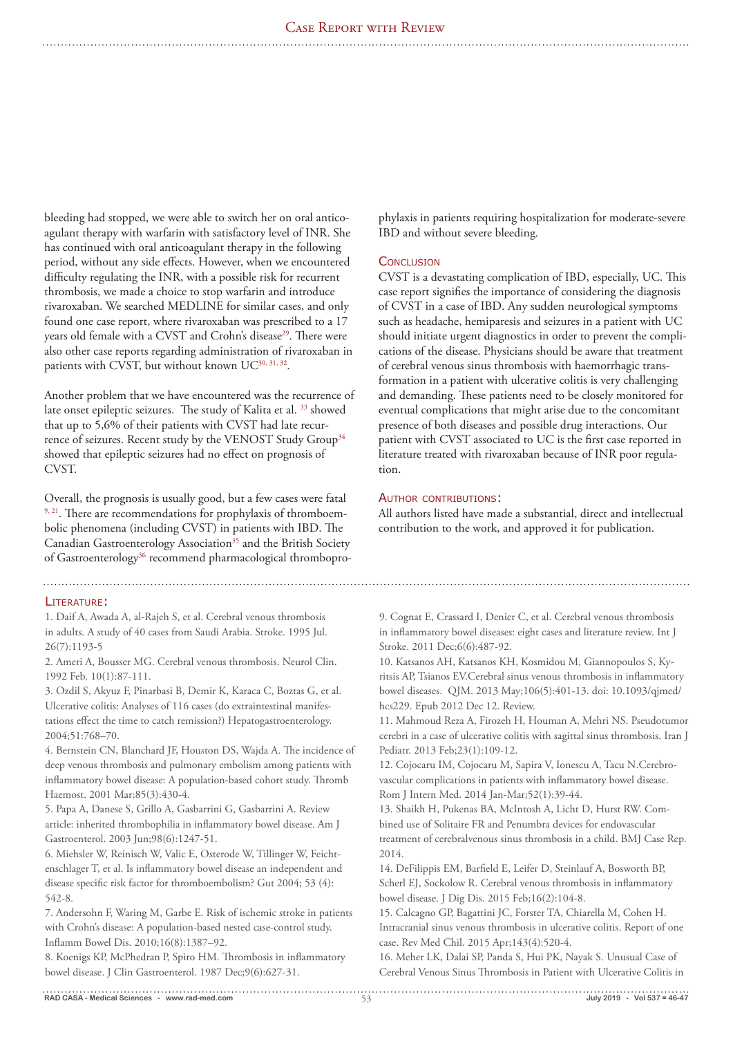bleeding had stopped, we were able to switch her on oral anticoagulant therapy with warfarin with satisfactory level of INR. She has continued with oral anticoagulant therapy in the following period, without any side effects. However, when we encountered difficulty regulating the INR, with a possible risk for recurrent thrombosis, we made a choice to stop warfarin and introduce rivaroxaban. We searched MEDLINE for similar cases, and only found one case report, where rivaroxaban was prescribed to a 17 years old female with a CVST and Crohn's disease[29]. There were also other case reports regarding administration of rivaroxaban in patients with CVST, but without known UC[30, 31, 32].

Another problem that we have encountered was the recurrence of late onset epileptic seizures. The study of Kalita et al. [33] showed that up to 5,6% of their patients with CVST had late recurrence of seizures. Recent study by the VENOST Study Group[34] showed that epileptic seizures had no effect on prognosis of CVST.

Overall, the prognosis is usually good, but a few cases were fatal [9, 21]. There are recommendations for prophylaxis of thromboembolic phenomena (including CVST) in patients with IBD. The Canadian Gastroenterology Association[35] and the British Society of Gastroenterology[36] recommend pharmacological thromboprophylaxis in patients requiring hospitalization for moderate-severe IBD and without severe bleeding.

## Conclusion

CVST is a devastating complication of IBD, especially, UC. This case report signifies the importance of considering the diagnosis of CVST in a case of IBD. Any sudden neurological symptoms such as headache, hemiparesis and seizures in a patient with UC should initiate urgent diagnostics in order to prevent the complications of the disease. Physicians should be aware that treatment of cerebral venous sinus thrombosis with haemorrhagic transformation in a patient with ulcerative colitis is very challenging and demanding. These patients need to be closely monitored for eventual complications that might arise due to the concomitant presence of both diseases and possible drug interactions. Our patient with CVST associated to UC is the first case reported in literature treated with rivaroxaban because of INR poor regulation.

## Author contributions:

All authors listed have made a substantial, direct and intellectual contribution to the work, and approved it for publication.

## Literature:

1. Daif A, Awada A, al-Rajeh S, et al. Cerebral venous thrombosis in adults. A study of 40 cases from Saudi Arabia. Stroke. 1995 Jul. 26(7):1193-5
2. Ameri A, Bousser MG. Cerebral venous thrombosis. Neurol Clin. 1992 Feb. 10(1):87-111.
3. Ozdil S, Akyuz F, Pinarbasi B, Demir K, Karaca C, Boztas G, et al. Ulcerative colitis: Analyses of 116 cases (do extraintestinal manifestations effect the time to catch remission?) Hepatogastroenterology. 2004;51:768–70.
4. Bernstein CN, Blanchard JF, Houston DS, Wajda A. The incidence of deep venous thrombosis and pulmonary embolism among patients with inflammatory bowel disease: A population-based cohort study. Thromb Haemost. 2001 Mar;85(3):430-4.
5. Papa A, Danese S, Grillo A, Gasbarrini G, Gasbarrini A. Review article: inherited thrombophilia in inflammatory bowel disease. Am J Gastroenterol. 2003 Jun;98(6):1247-51.
6. Miehsler W, Reinisch W, Valic E, Osterode W, Tillinger W, Feichtenschlager T, et al. Is inflammatory bowel disease an independent and disease specific risk factor for thromboembolism? Gut 2004; 53 (4): 542-8.
7. Andersohn F, Waring M, Garbe E. Risk of ischemic stroke in patients with Crohn's disease: A population-based nested case-control study. Inflamm Bowel Dis. 2010;16(8):1387–92.
8. Koenigs KP, McPhedran P, Spiro HM. Thrombosis in inflammatory bowel disease. J Clin Gastroenterol. 1987 Dec;9(6):627-31.
9. Cognat E, Crassard I, Denier C, et al. Cerebral venous thrombosis in inflammatory bowel diseases: eight cases and literature review. Int J Stroke. 2011 Dec;6(6):487-92.
10. Katsanos AH, Katsanos KH, Kosmidou M, Giannopoulos S, Kyritsis AP, Tsianos EV.Cerebral sinus venous thrombosis in inflammatory bowel diseases. QJM. 2013 May;106(5):401-13. doi: 10.1093/qjmed/hcs229. Epub 2012 Dec 12. Review.
11. Mahmoud Reza A, Firozeh H, Houman A, Mehri NS. Pseudotumor cerebri in a case of ulcerative colitis with sagittal sinus thrombosis. Iran J Pediatr. 2013 Feb;23(1):109-12.
12. Cojocaru IM, Cojocaru M, Sapira V, Ionescu A, Tacu N.Cerebrovascular complications in patients with inflammatory bowel disease. Rom J Intern Med. 2014 Jan-Mar;52(1):39-44.
13. Shaikh H, Pukenas BA, McIntosh A, Licht D, Hurst RW. Combined use of Solitaire FR and Penumbra devices for endovascular treatment of cerebralvenous sinus thrombosis in a child. BMJ Case Rep. 2014.
14. DeFilippis EM, Barfield E, Leifer D, Steinlauf A, Bosworth BP, Scherl EJ, Sockolow R. Cerebral venous thrombosis in inflammatory bowel disease. J Dig Dis. 2015 Feb;16(2):104-8.
15. Calcagno GP, Bagattini JC, Forster TA, Chiarella M, Cohen H. Intracranial sinus venous thrombosis in ulcerative colitis. Report of one case. Rev Med Chil. 2015 Apr;143(4):520-4.
16. Meher LK, Dalai SP, Panda S, Hui PK, Nayak S. Unusual Case of Cerebral Venous Sinus Thrombosis in Patient with Ulcerative Colitis in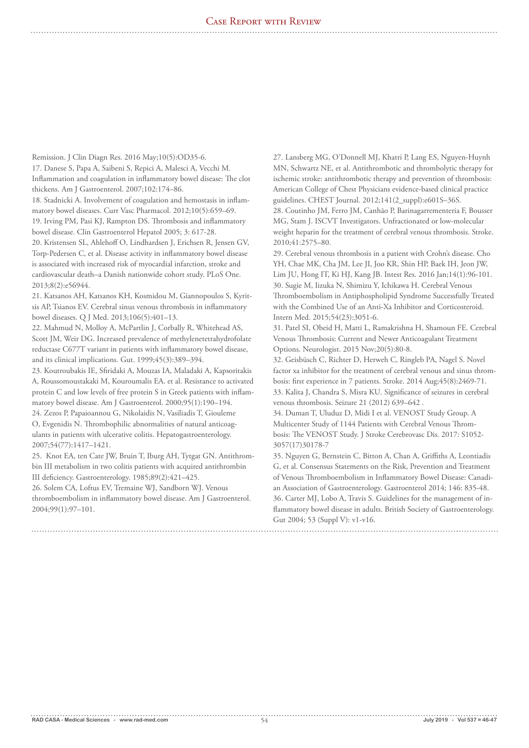Remission. J Clin Diagn Res. 2016 May;10(5):OD35-6.

17. Danese S, Papa A, Saibeni S, Repici A, Malesci A, Vecchi M. Inflammation and coagulation in inflammatory bowel disease: The clot thickens. Am J Gastroenterol. 2007;102:174–86.

18. Stadnicki A. Involvement of coagulation and hemostasis in inflammatory bowel diseases. Curr Vasc Pharmacol. 2012;10(5):659–69.

19. Irving PM, Pasi KJ, Rampton DS. Thrombosis and inflammatory bowel disease. Clin Gastroenterol Hepatol 2005; 3: 617-28.

20. Kristensen SL, Ahlehoff O, Lindhardsen J, Erichsen R, Jensen GV, Torp-Pedersen C, et al. Disease activity in inflammatory bowel disease is associated with increased risk of myocardial infarction, stroke and cardiovascular death–a Danish nationwide cohort study. PLoS One. 2013;8(2):e56944.

21. Katsanos AH, Katsanos KH, Kosmidou M, Giannopoulos S, Kyritsis AP, Tsianos EV. Cerebral sinus venous thrombosis in inflammatory bowel diseases. Q J Med. 2013;106(5):401–13.

22. Mahmud N, Molloy A, McPartlin J, Corbally R, Whitehead AS, Scott JM, Weir DG. Increased prevalence of methylenetetrahydrofolate reductase C677T variant in patients with inflammatory bowel disease, and its clinical implications. Gut. 1999;45(3):389–394.

23. Koutroubakis IE, Sfiridaki A, Mouzas IA, Maladaki A, Kapsoritakis A, Roussomoustakaki M, Kouroumalis EA. et al. Resistance to activated protein C and low levels of free protein S in Greek patients with inflammatory bowel disease. Am J Gastroenterol. 2000;95(1):190–194.

24. Zezos P, Papaioannou G, Nikolaidis N, Vasiliadis T, Giouleme O, Evgenidis N. Thrombophilic abnormalities of natural anticoagulants in patients with ulcerative colitis. Hepatogastroenterology. 2007;54(77):1417–1421.

25. Knot EA, ten Cate JW, Bruin T, Iburg AH, Tytgat GN. Antithrombin III metabolism in two colitis patients with acquired antithrombin III deficiency. Gastroenterology. 1985;89(2):421–425.

26. Solem CA, Loftus EV, Tremaine WJ, Sandborn WJ. Venous thromboembolism in inflammatory bowel disease. Am J Gastroenterol. 2004;99(1):97–101.

27. Lansberg MG, O'Donnell MJ, Khatri P, Lang ES, Nguyen-Huynh MN, Schwartz NE, et al. Antithrombotic and thrombolytic therapy for ischemic stroke: antithrombotic therapy and prevention of thrombosis: American College of Chest Physicians evidence-based clinical practice guidelines. CHEST Journal. 2012;141(2_suppl):e601S–36S.

28. Coutinho JM, Ferro JM, Canhão P, Barinagarrementeria F, Bousser MG, Stam J. ISCVT Investigators. Unfractionated or low-molecular weight heparin for the treatment of cerebral venous thrombosis. Stroke. 2010;41:2575–80.

29. Cerebral venous thrombosis in a patient with Crohn's disease. Cho YH, Chae MK, Cha JM, Lee JI, Joo KR, Shin HP, Baek IH, Jeon JW, Lim JU, Hong IT, Ki HJ, Kang JB. Intest Res. 2016 Jan;14(1):96-101.

30. Sugie M, Iizuka N, Shimizu Y, Ichikawa H. Cerebral Venous Thromboembolism in Antiphospholipid Syndrome Successfully Treated with the Combined Use of an Anti-Xa Inhibitor and Corticosteroid. Intern Med. 2015;54(23):3051-6.

31. Patel SI, Obeid H, Matti L, Ramakrishna H, Shamoun FE. Cerebral Venous Thrombosis: Current and Newer Anticoagulant Treatment Options. Neurologist. 2015 Nov;20(5):80-8.

32. Geisbüsch C, Richter D, Herweh C, Ringleb PA, Nagel S. Novel factor xa inhibitor for the treatment of cerebral venous and sinus thrombosis: first experience in 7 patients. Stroke. 2014 Aug;45(8):2469-71.

33. Kalita J, Chandra S, Misra KU. Significance of seizures in cerebral venous thrombosis. Seizure 21 (2012) 639–642 .

34. Duman T, Uluduz D, Midi I et al. VENOST Study Group. A Multicenter Study of 1144 Patients with Cerebral Venous Thrombosis: The VENOST Study. J Stroke Cerebrovasc Dis. 2017: S1052-3057(17)30178-7

35. Nguyen G, Bernstein C, Bitton A, Chan A, Griffiths A, Leontiadis G, et al. Consensus Statements on the Risk, Prevention and Treatment of Venous Thromboembolism in Inflammatory Bowel Disease: Canadian Association of Gastroenterology. Gastroenterol 2014; 146: 835-48.

36. Carter MJ, Lobo A, Travis S. Guidelines for the management of inflammatory bowel disease in adults. British Society of Gastroenterology. Gut 2004; 53 (Suppl V): v1-v16.